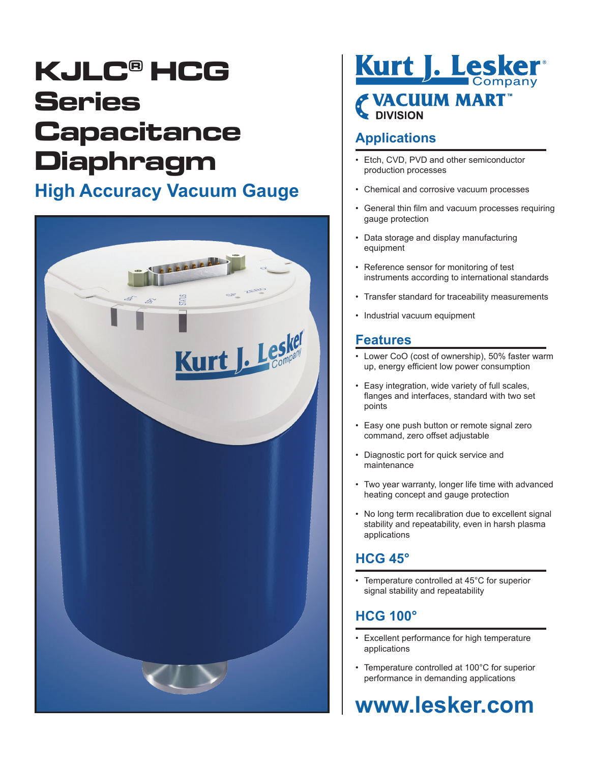# KJLC® HCG Series Capacitance Diaphragm

## High Accuracy Vacuum Gauge

Kurt J. Lesker Company
VACUUM MART™ DIVISION

## Applications

- Etch, CVD, PVD and other semiconductor production processes
- Chemical and corrosive vacuum processes
- General thin film and vacuum processes requiring gauge protection
- Data storage and display manufacturing equipment
- Reference sensor for monitoring of test instruments according to international standards
- Transfer standard for traceability measurements
- Industrial vacuum equipment

## Features

- Lower CoO (cost of ownership), 50% faster warm up, energy efficient low power consumption
- Easy integration, wide variety of full scales, flanges and interfaces, standard with two set points
- Easy one push button or remote signal zero command, zero offset adjustable
- Diagnostic port for quick service and maintenance
- Two year warranty, longer life time with advanced heating concept and gauge protection
- No long term recalibration due to excellent signal stability and repeatability, even in harsh plasma applications

## HCG 45°

- Temperature controlled at 45°C for superior signal stability and repeatability

## HCG 100°

- Excellent performance for high temperature applications
- Temperature controlled at 100°C for superior performance in demanding applications

**www.lesker.com**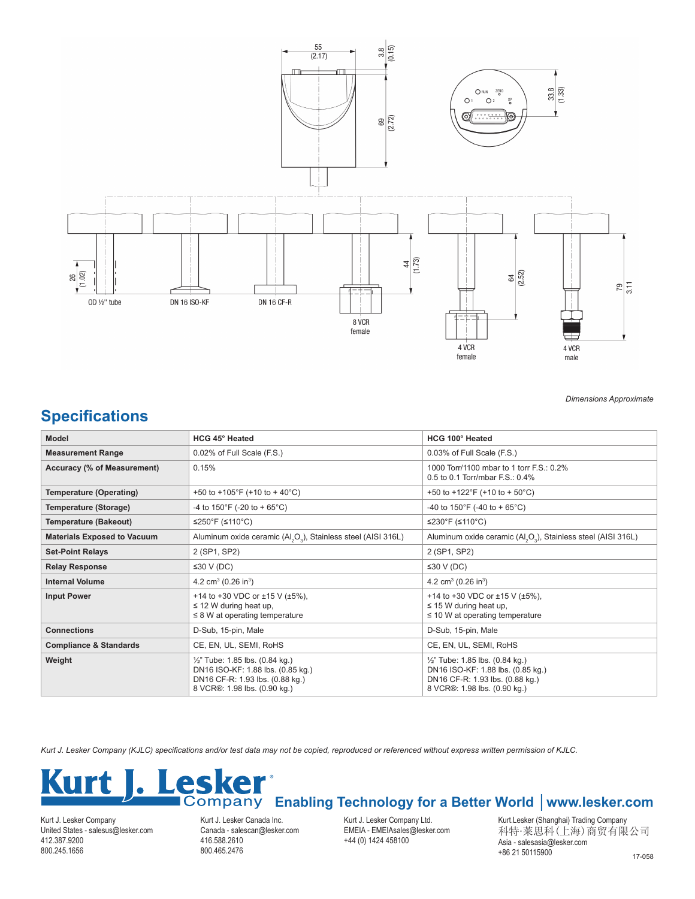55
(2.17)

3.8
(0.15)

69
(2.72)

RUN ZERO
1 2

33.8
(1.33)

26
(1.02)

OD ½" tube

DN 16 ISO-KF

DN 16 CF-R

44
(1.73)

8 VCR
female

64
(2.52)

4 VCR
female

79
3.11

4 VCR
male

*Dimensions Approximate*

## Specifications

| Model | HCG 45° Heated | HCG 100° Heated |
|---|---|---|
| Measurement Range | 0.02% of Full Scale (F.S.) | 0.03% of Full Scale (F.S.) |
| Accuracy (% of Measurement) | 0.15% | 1000 Torr/1100 mbar to 1 torr F.S.: 0.2%<br>0.5 to 0.1 Torr/mbar F.S.: 0.4% |
| Temperature (Operating) | +50 to +105°F (+10 to + 40°C) | +50 to +122°F (+10 to + 50°C) |
| Temperature (Storage) | -4 to 150°F (-20 to + 65°C) | -40 to 150°F (-40 to + 65°C) |
| Temperature (Bakeout) | ≤250°F (≤110°C) | ≤230°F (≤110°C) |
| Materials Exposed to Vacuum | Aluminum oxide ceramic ($Al_2O_3$), Stainless steel (AISI 316L) | Aluminum oxide ceramic ($Al_2O_3$), Stainless steel (AISI 316L) |
| Set-Point Relays | 2 (SP1, SP2) | 2 (SP1, SP2) |
| Relay Response | ≤30 V (DC) | ≤30 V (DC) |
| Internal Volume | 4.2 $cm^3$ (0.26 $in^3$) | 4.2 $cm^3$ (0.26 $in^3$) |
| Input Power | +14 to +30 VDC or ±15 V (±5%),<br>≤ 12 W during heat up,<br>≤ 8 W at operating temperature | +14 to +30 VDC or ±15 V (±5%),<br>≤ 15 W during heat up,<br>≤ 10 W at operating temperature |
| Connections | D-Sub, 15-pin, Male | D-Sub, 15-pin, Male |
| Compliance & Standards | CE, EN, UL, SEMI, RoHS | CE, EN, UL, SEMI, RoHS |
| Weight | ½" Tube: 1.85 lbs. (0.84 kg.)<br>DN16 ISO-KF: 1.88 lbs. (0.85 kg.)<br>DN16 CF-R: 1.93 lbs. (0.88 kg.)<br>8 VCR®: 1.98 lbs. (0.90 kg.) | ½" Tube: 1.85 lbs. (0.84 kg.)<br>DN16 ISO-KF: 1.88 lbs. (0.85 kg.)<br>DN16 CF-R: 1.93 lbs. (0.88 kg.)<br>8 VCR®: 1.98 lbs. (0.90 kg.) |

*Kurt J. Lesker Company (KJLC) specifications and/or test data may not be copied, reproduced or referenced without express written permission of KJLC.*

**Kurt J. Lesker® Company** **Enabling Technology for a Better World | www.lesker.com**

Kurt J. Lesker Company
United States - salesus@lesker.com
412.387.9200
800.245.1656

Kurt J. Lesker Canada Inc.
Canada - salescan@lesker.com
416.588.2610
800.465.2476

Kurt J. Lesker Company Ltd.
EMEIA - EMEIAsales@lesker.com
+44 (0) 1424 458100

Kurt.Lesker (Shanghai) Trading Company
科特·莱思科(上海)商贸有限公司
Asia - salesasia@lesker.com
+86 21 50115900

17-058